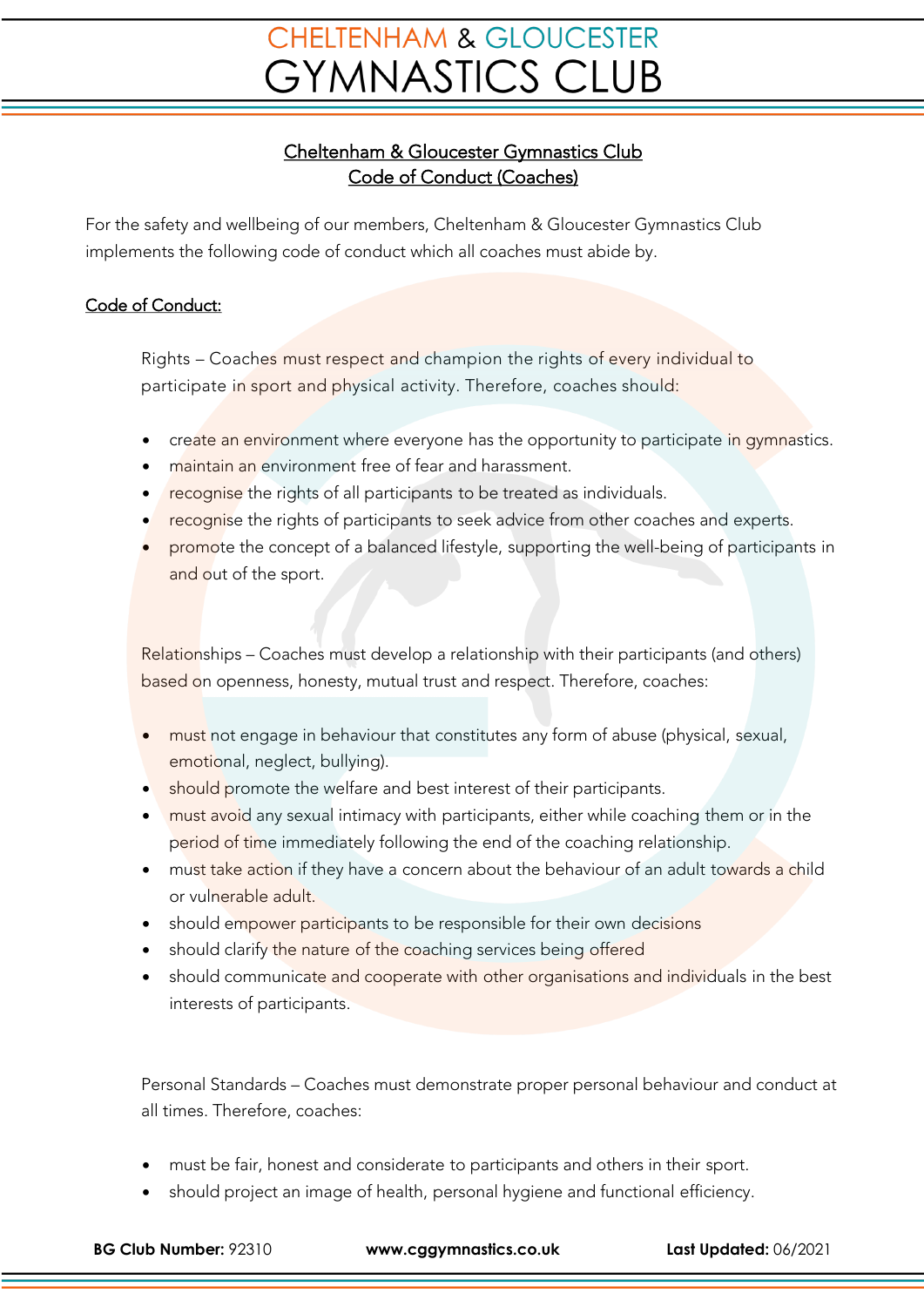# CHELTENHAM & GLOUCESTER GYMNASTICS CLUB

## Cheltenham & Gloucester Gymnastics Club
## Code of Conduct (Coaches)

For the safety and wellbeing of our members, Cheltenham & Gloucester Gymnastics Club implements the following code of conduct which all coaches must abide by.

### Code of Conduct:

Rights – Coaches must respect and champion the rights of every individual to participate in sport and physical activity. Therefore, coaches should:

- create an environment where everyone has the opportunity to participate in gymnastics.
- maintain an environment free of fear and harassment.
- recognise the rights of all participants to be treated as individuals.
- recognise the rights of participants to seek advice from other coaches and experts.
- promote the concept of a balanced lifestyle, supporting the well-being of participants in and out of the sport.

Relationships – Coaches must develop a relationship with their participants (and others) based on openness, honesty, mutual trust and respect. Therefore, coaches:

- must not engage in behaviour that constitutes any form of abuse (physical, sexual, emotional, neglect, bullying).
- should promote the welfare and best interest of their participants.
- must avoid any sexual intimacy with participants, either while coaching them or in the period of time immediately following the end of the coaching relationship.
- must take action if they have a concern about the behaviour of an adult towards a child or vulnerable adult.
- should empower participants to be responsible for their own decisions
- should clarify the nature of the coaching services being offered
- should communicate and cooperate with other organisations and individuals in the best interests of participants.

Personal Standards – Coaches must demonstrate proper personal behaviour and conduct at all times. Therefore, coaches:

- must be fair, honest and considerate to participants and others in their sport.
- should project an image of health, personal hygiene and functional efficiency.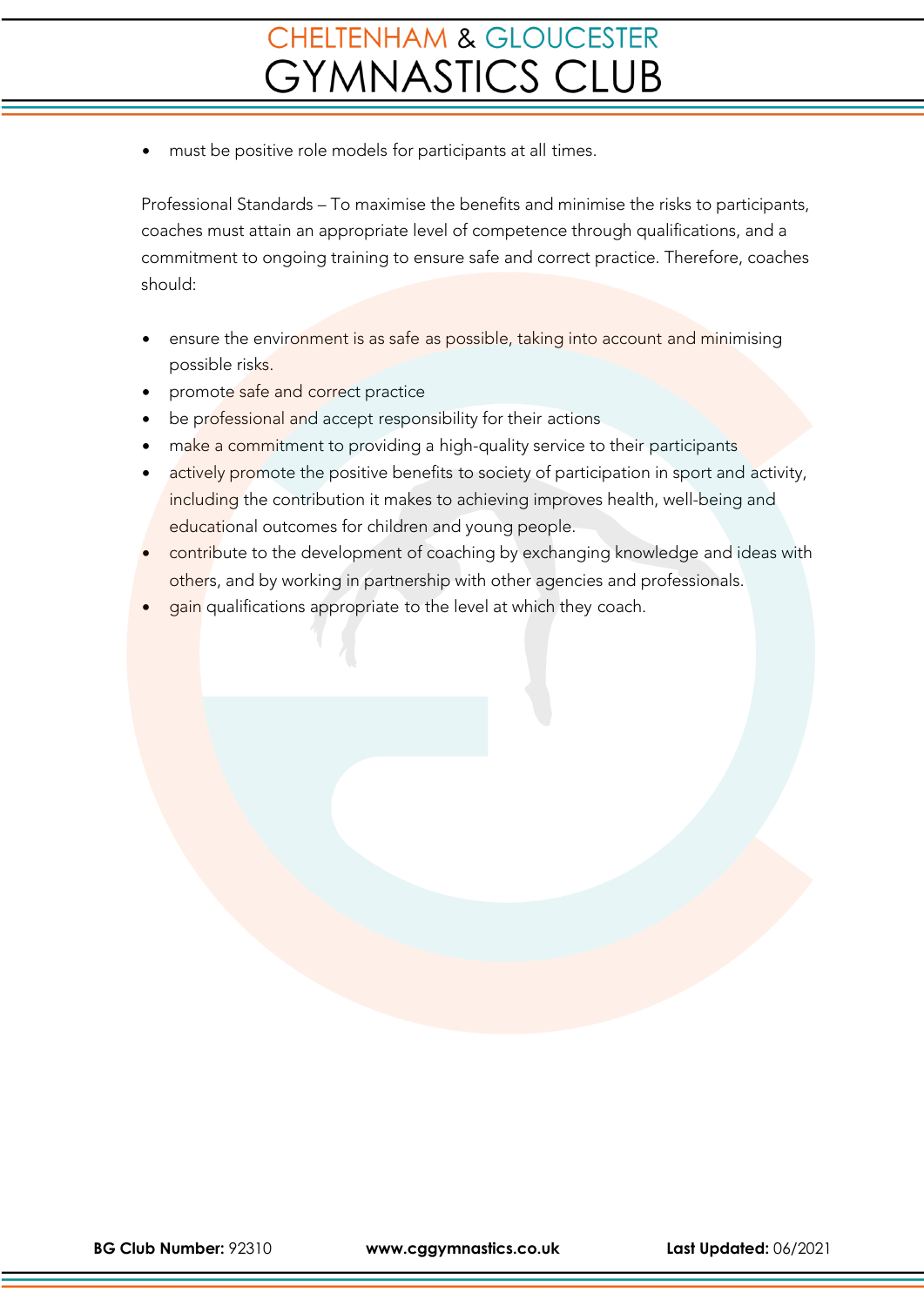- must be positive role models for participants at all times.

Professional Standards – To maximise the benefits and minimise the risks to participants, coaches must attain an appropriate level of competence through qualifications, and a commitment to ongoing training to ensure safe and correct practice. Therefore, coaches should:

- ensure the environment is as safe as possible, taking into account and minimising possible risks.
- promote safe and correct practice
- be professional and accept responsibility for their actions
- make a commitment to providing a high-quality service to their participants
- actively promote the positive benefits to society of participation in sport and activity, including the contribution it makes to achieving improves health, well-being and educational outcomes for children and young people.
- contribute to the development of coaching by exchanging knowledge and ideas with others, and by working in partnership with other agencies and professionals.
- gain qualifications appropriate to the level at which they coach.